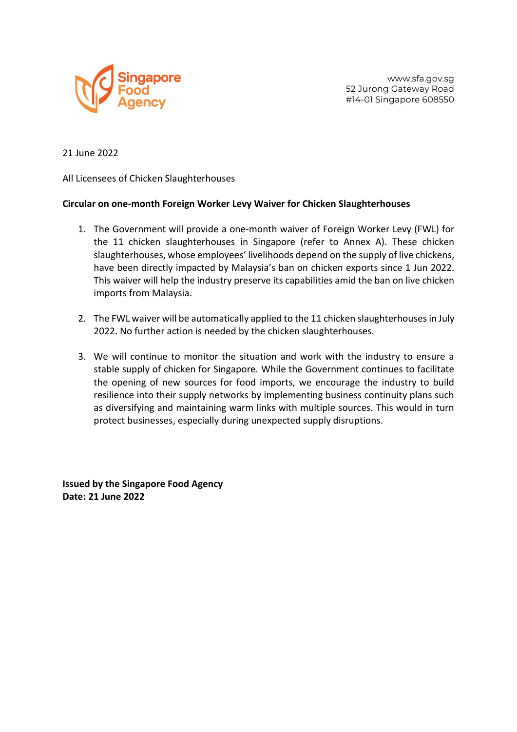Singapore Food Agency

www.sfa.gov.sg
52 Jurong Gateway Road
#14-01 Singapore 608550

21 June 2022

All Licensees of Chicken Slaughterhouses

**Circular on one-month Foreign Worker Levy Waiver for Chicken Slaughterhouses**

1. The Government will provide a one-month waiver of Foreign Worker Levy (FWL) for the 11 chicken slaughterhouses in Singapore (refer to Annex A). These chicken slaughterhouses, whose employees' livelihoods depend on the supply of live chickens, have been directly impacted by Malaysia's ban on chicken exports since 1 Jun 2022. This waiver will help the industry preserve its capabilities amid the ban on live chicken imports from Malaysia.

2. The FWL waiver will be automatically applied to the 11 chicken slaughterhouses in July 2022. No further action is needed by the chicken slaughterhouses.

3. We will continue to monitor the situation and work with the industry to ensure a stable supply of chicken for Singapore. While the Government continues to facilitate the opening of new sources for food imports, we encourage the industry to build resilience into their supply networks by implementing business continuity plans such as diversifying and maintaining warm links with multiple sources. This would in turn protect businesses, especially during unexpected supply disruptions.

**Issued by the Singapore Food Agency**
**Date: 21 June 2022**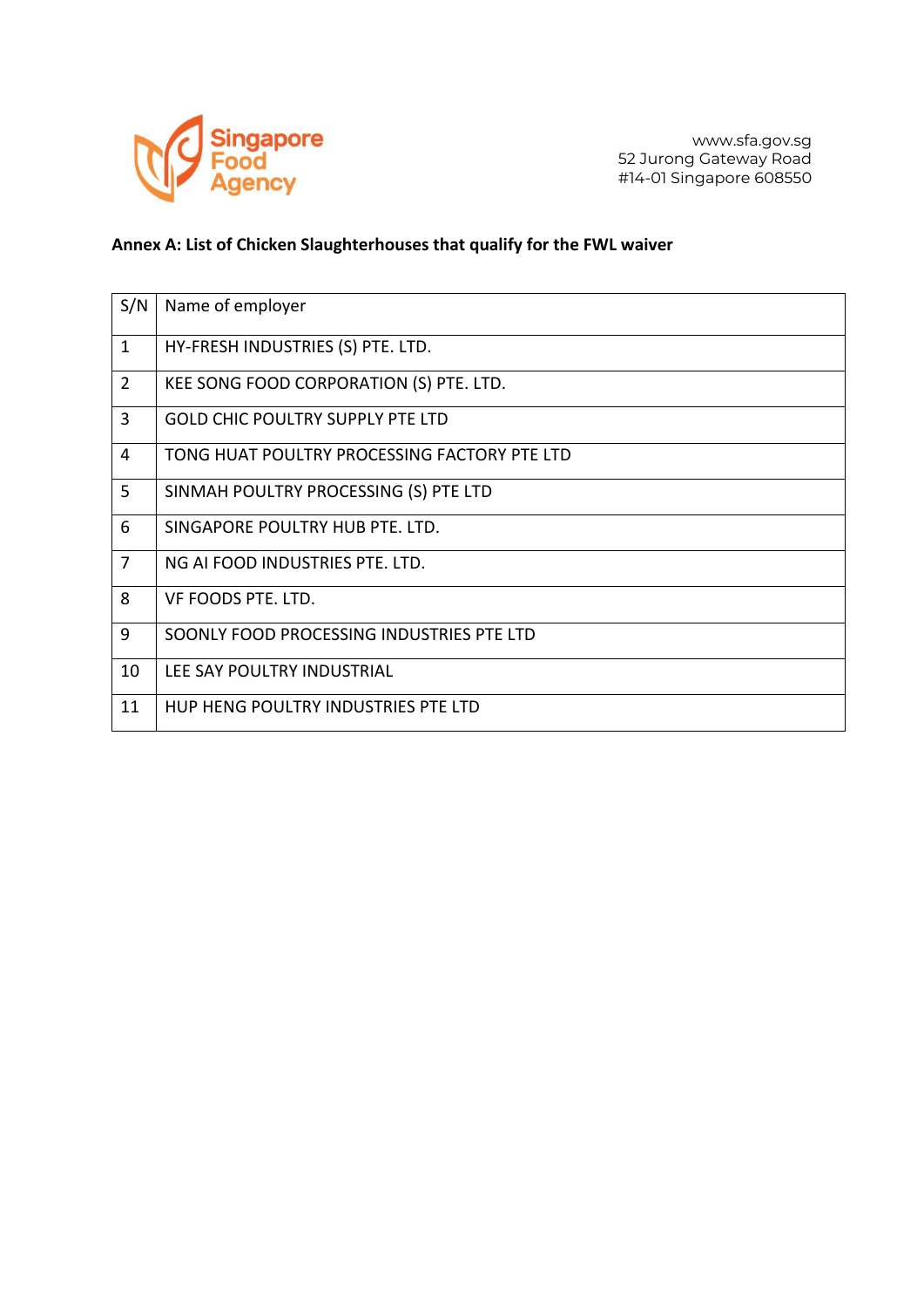www.sfa.gov.sg
52 Jurong Gateway Road
#14-01 Singapore 608550

**Annex A: List of Chicken Slaughterhouses that qualify for the FWL waiver**

| S/N | Name of employer |
|---|---|
| 1 | HY-FRESH INDUSTRIES (S) PTE. LTD. |
| 2 | KEE SONG FOOD CORPORATION (S) PTE. LTD. |
| 3 | GOLD CHIC POULTRY SUPPLY PTE LTD |
| 4 | TONG HUAT POULTRY PROCESSING FACTORY PTE LTD |
| 5 | SINMAH POULTRY PROCESSING (S) PTE LTD |
| 6 | SINGAPORE POULTRY HUB PTE. LTD. |
| 7 | NG AI FOOD INDUSTRIES PTE. LTD. |
| 8 | VF FOODS PTE. LTD. |
| 9 | SOONLY FOOD PROCESSING INDUSTRIES PTE LTD |
| 10 | LEE SAY POULTRY INDUSTRIAL |
| 11 | HUP HENG POULTRY INDUSTRIES PTE LTD |